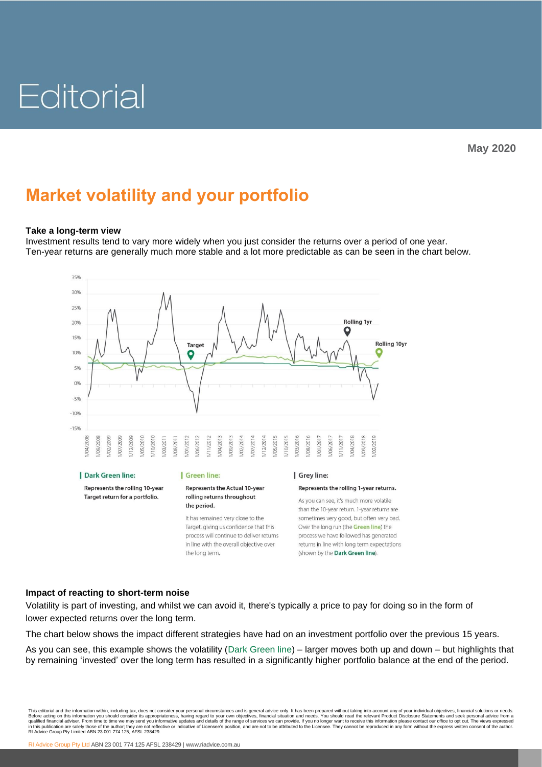# Editorial

May 2020

## Market volatility and your portfolio

**Take a long-term view**

Investment results tend to vary more widely when you just consider the returns over a period of one year. Ten-year returns are generally much more stable and a lot more predictable as can be seen in the chart below.

**Dark Green line:**

**Represents the rolling 10-year Target return for a portfolio.**

**Green line:**

**Represents the Actual 10-year rolling returns throughout the period.**

It has remained very close to the Target, giving us confidence that this process will continue to deliver returns in line with the overall objective over the long term.

**Grey line:**

**Represents the rolling 1-year returns.**

As you can see, it's much more volatile than the 10-year return. 1-year returns are sometimes very good, but often very bad. Over the long run (the **Green line**) the process we have followed has generated returns in line with long term expectations (shown by the **Dark Green line**).

**Impact of reacting to short-term noise**

Volatility is part of investing, and whilst we can avoid it, there's typically a price to pay for doing so in the form of lower expected returns over the long term.

The chart below shows the impact different strategies have had on an investment portfolio over the previous 15 years.

As you can see, this example shows the volatility (Dark Green line) – larger moves both up and down – but highlights that by remaining 'invested' over the long term has resulted in a significantly higher portfolio balance at the end of the period.

This editorial and the information within, including tax, does not consider your personal circumstances and is general advice only. It has been prepared without taking into account any of your individual objectives, financial solutions or needs. Before acting on this information you should consider its appropriateness, having regard to your own objectives, financial situation and needs. You should read the relevant Product Disclosure Statements and seek personal advice from a qualified financial adviser. From time to time we may send you informative updates and details of the range of services we can provide. If you no longer want to receive this information please contact our office to opt out. The views expressed in this publication are solely those of the author; they are not reflective or indicative of Licensee's position, and are not to be attributed to the Licensee. They cannot be reproduced in any form without the express written consent of the author. RI Advice Group Pty Limited ABN 23 001 774 125, AFSL 238429.

RI Advice Group Pty Ltd ABN 23 001 774 125 AFSL 238429 | www.riadvice.com.au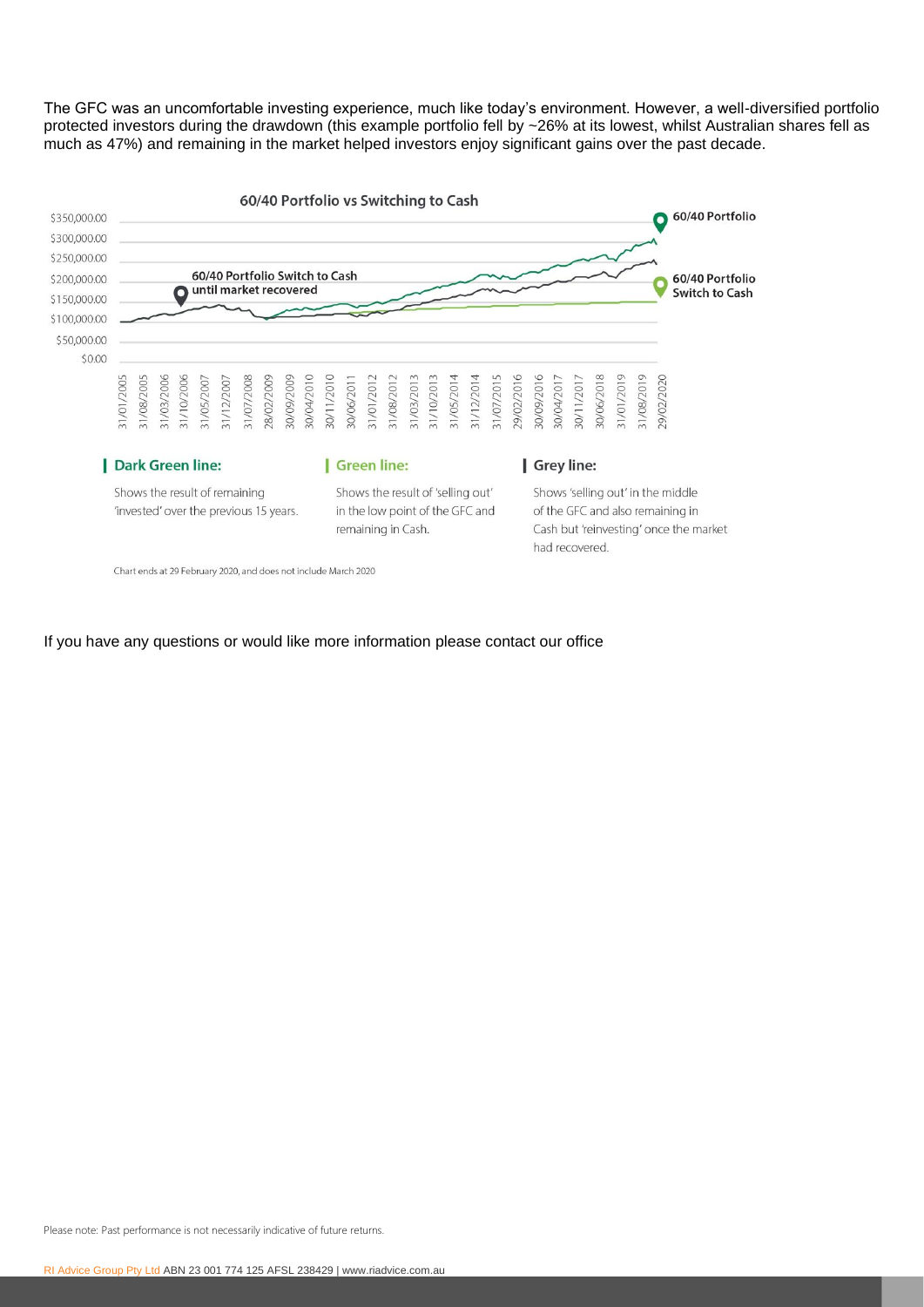The GFC was an uncomfortable investing experience, much like today's environment. However, a well-diversified portfolio protected investors during the drawdown (this example portfolio fell by ~26% at its lowest, whilst Australian shares fell as much as 47%) and remaining in the market helped investors enjoy significant gains over the past decade.

60/40 Portfolio vs Switching to Cash

$350,000.00
$300,000.00
$250,000.00
$200,000.00
$150,000.00
$100,000.00
$50,000.00
$0.00

31/01/2005, 31/08/2005, 31/03/2006, 31/10/2006, 31/05/2007, 31/12/2007, 31/07/2008, 28/02/2009, 30/09/2009, 30/04/2010, 30/11/2010, 30/06/2011, 31/01/2012, 31/08/2012, 31/03/2013, 31/10/2013, 31/05/2014, 31/12/2014, 31/07/2015, 29/02/2016, 30/09/2016, 30/04/2017, 30/11/2017, 30/06/2018, 31/01/2019, 31/08/2019, 29/02/2020

60/40 Portfolio Switch to Cash until market recovered

60/40 Portfolio

60/40 Portfolio Switch to Cash

**Dark Green line:**

Shows the result of remaining 'invested' over the previous 15 years.

**Green line:**

Shows the result of 'selling out' in the low point of the GFC and remaining in Cash.

**Grey line:**

Shows 'selling out' in the middle of the GFC and also remaining in Cash but 'reinvesting' once the market had recovered.

Chart ends at 29 February 2020, and does not include March 2020

If you have any questions or would like more information please contact our office

Please note: Past performance is not necessarily indicative of future returns.

RI Advice Group Pty Ltd ABN 23 001 774 125 AFSL 238429 | www.riadvice.com.au